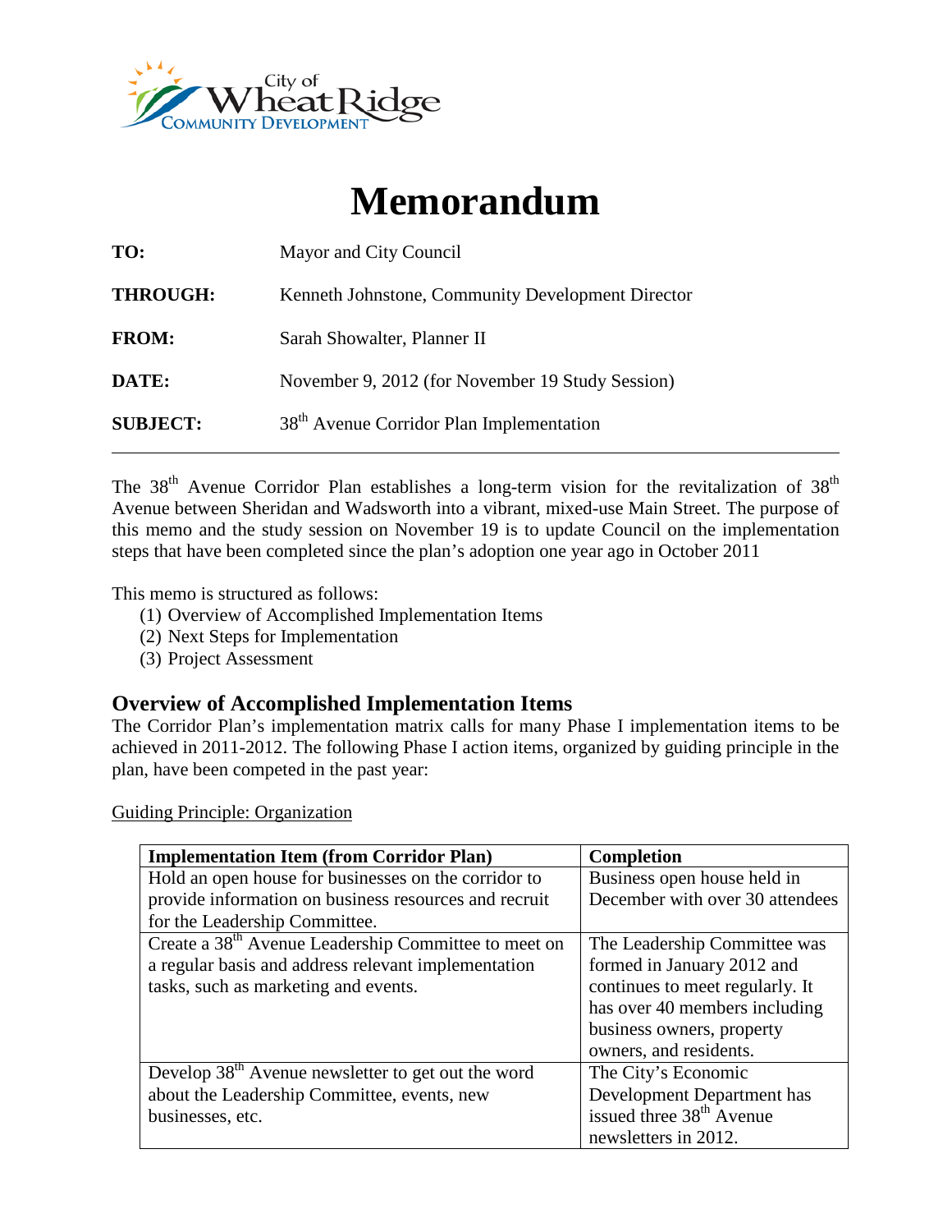City of Wheat Ridge
COMMUNITY DEVELOPMENT

# Memorandum

**TO:** Mayor and City Council

**THROUGH:** Kenneth Johnstone, Community Development Director

**FROM:** Sarah Showalter, Planner II

**DATE:** November 9, 2012 (for November 19 Study Session)

**SUBJECT:** 38th Avenue Corridor Plan Implementation

---

The 38th Avenue Corridor Plan establishes a long-term vision for the revitalization of 38th Avenue between Sheridan and Wadsworth into a vibrant, mixed-use Main Street. The purpose of this memo and the study session on November 19 is to update Council on the implementation steps that have been completed since the plan's adoption one year ago in October 2011

This memo is structured as follows:

(1) Overview of Accomplished Implementation Items
(2) Next Steps for Implementation
(3) Project Assessment

## Overview of Accomplished Implementation Items

The Corridor Plan's implementation matrix calls for many Phase I implementation items to be achieved in 2011-2012. The following Phase I action items, organized by guiding principle in the plan, have been competed in the past year:

<u>Guiding Principle: Organization</u>

| Implementation Item (from Corridor Plan) | Completion |
|---|---|
| Hold an open house for businesses on the corridor to provide information on business resources and recruit for the Leadership Committee. | Business open house held in December with over 30 attendees |
| Create a 38th Avenue Leadership Committee to meet on a regular basis and address relevant implementation tasks, such as marketing and events. | The Leadership Committee was formed in January 2012 and continues to meet regularly. It has over 40 members including business owners, property owners, and residents. |
| Develop 38th Avenue newsletter to get out the word about the Leadership Committee, events, new businesses, etc. | The City's Economic Development Department has issued three 38th Avenue newsletters in 2012. |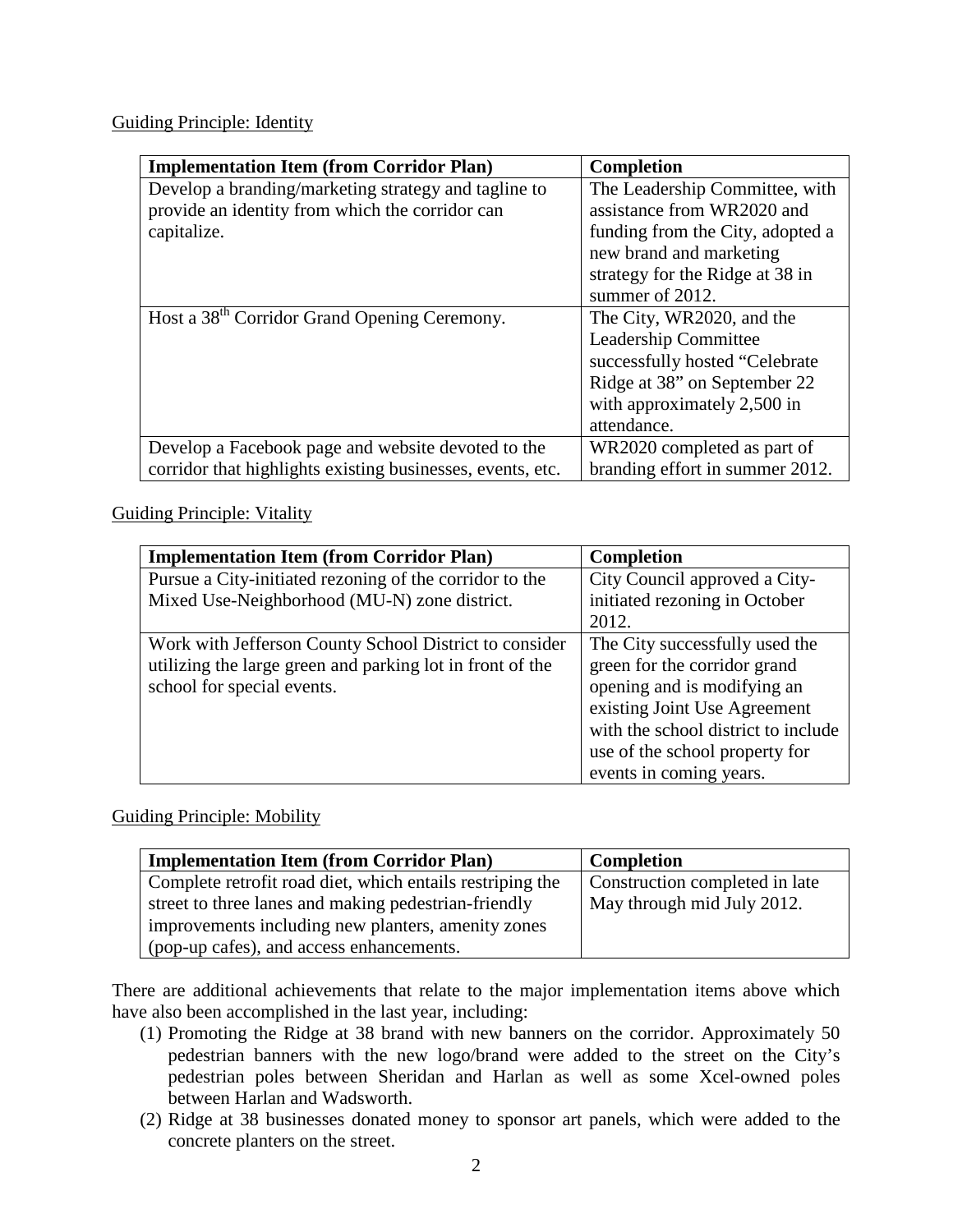Guiding Principle: Identity

| Implementation Item (from Corridor Plan) | Completion |
|---|---|
| Develop a branding/marketing strategy and tagline to provide an identity from which the corridor can capitalize. | The Leadership Committee, with assistance from WR2020 and funding from the City, adopted a new brand and marketing strategy for the Ridge at 38 in summer of 2012. |
| Host a 38th Corridor Grand Opening Ceremony. | The City, WR2020, and the Leadership Committee successfully hosted "Celebrate Ridge at 38" on September 22 with approximately 2,500 in attendance. |
| Develop a Facebook page and website devoted to the corridor that highlights existing businesses, events, etc. | WR2020 completed as part of branding effort in summer 2012. |

Guiding Principle: Vitality

| Implementation Item (from Corridor Plan) | Completion |
|---|---|
| Pursue a City-initiated rezoning of the corridor to the Mixed Use-Neighborhood (MU-N) zone district. | City Council approved a City-initiated rezoning in October 2012. |
| Work with Jefferson County School District to consider utilizing the large green and parking lot in front of the school for special events. | The City successfully used the green for the corridor grand opening and is modifying an existing Joint Use Agreement with the school district to include use of the school property for events in coming years. |

Guiding Principle: Mobility

| Implementation Item (from Corridor Plan) | Completion |
|---|---|
| Complete retrofit road diet, which entails restriping the street to three lanes and making pedestrian-friendly improvements including new planters, amenity zones (pop-up cafes), and access enhancements. | Construction completed in late May through mid July 2012. |

There are additional achievements that relate to the major implementation items above which have also been accomplished in the last year, including:

(1) Promoting the Ridge at 38 brand with new banners on the corridor. Approximately 50 pedestrian banners with the new logo/brand were added to the street on the City's pedestrian poles between Sheridan and Harlan as well as some Xcel-owned poles between Harlan and Wadsworth.
(2) Ridge at 38 businesses donated money to sponsor art panels, which were added to the concrete planters on the street.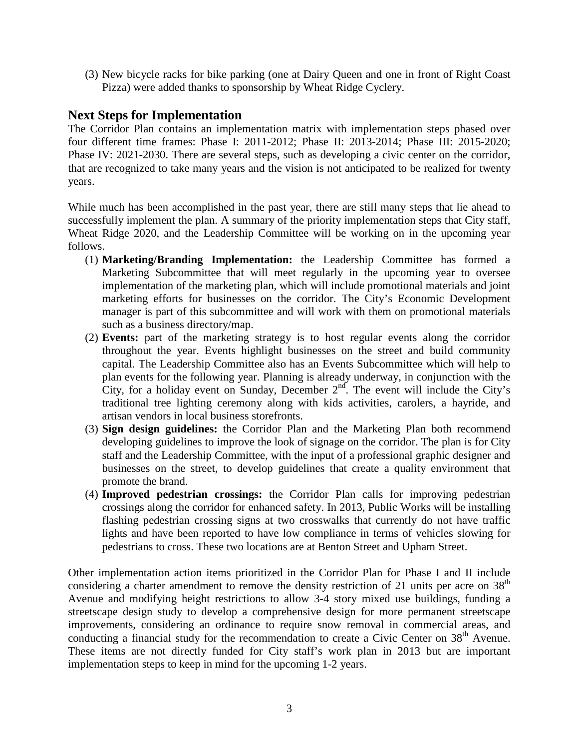(3) New bicycle racks for bike parking (one at Dairy Queen and one in front of Right Coast Pizza) were added thanks to sponsorship by Wheat Ridge Cyclery.

## Next Steps for Implementation

The Corridor Plan contains an implementation matrix with implementation steps phased over four different time frames: Phase I: 2011-2012; Phase II: 2013-2014; Phase III: 2015-2020; Phase IV: 2021-2030. There are several steps, such as developing a civic center on the corridor, that are recognized to take many years and the vision is not anticipated to be realized for twenty years.

While much has been accomplished in the past year, there are still many steps that lie ahead to successfully implement the plan. A summary of the priority implementation steps that City staff, Wheat Ridge 2020, and the Leadership Committee will be working on in the upcoming year follows.

(1) **Marketing/Branding Implementation:** the Leadership Committee has formed a Marketing Subcommittee that will meet regularly in the upcoming year to oversee implementation of the marketing plan, which will include promotional materials and joint marketing efforts for businesses on the corridor. The City's Economic Development manager is part of this subcommittee and will work with them on promotional materials such as a business directory/map.

(2) **Events:** part of the marketing strategy is to host regular events along the corridor throughout the year. Events highlight businesses on the street and build community capital. The Leadership Committee also has an Events Subcommittee which will help to plan events for the following year. Planning is already underway, in conjunction with the City, for a holiday event on Sunday, December 2nd. The event will include the City's traditional tree lighting ceremony along with kids activities, carolers, a hayride, and artisan vendors in local business storefronts.

(3) **Sign design guidelines:** the Corridor Plan and the Marketing Plan both recommend developing guidelines to improve the look of signage on the corridor. The plan is for City staff and the Leadership Committee, with the input of a professional graphic designer and businesses on the street, to develop guidelines that create a quality environment that promote the brand.

(4) **Improved pedestrian crossings:** the Corridor Plan calls for improving pedestrian crossings along the corridor for enhanced safety. In 2013, Public Works will be installing flashing pedestrian crossing signs at two crosswalks that currently do not have traffic lights and have been reported to have low compliance in terms of vehicles slowing for pedestrians to cross. These two locations are at Benton Street and Upham Street.

Other implementation action items prioritized in the Corridor Plan for Phase I and II include considering a charter amendment to remove the density restriction of 21 units per acre on 38th Avenue and modifying height restrictions to allow 3-4 story mixed use buildings, funding a streetscape design study to develop a comprehensive design for more permanent streetscape improvements, considering an ordinance to require snow removal in commercial areas, and conducting a financial study for the recommendation to create a Civic Center on 38th Avenue. These items are not directly funded for City staff's work plan in 2013 but are important implementation steps to keep in mind for the upcoming 1-2 years.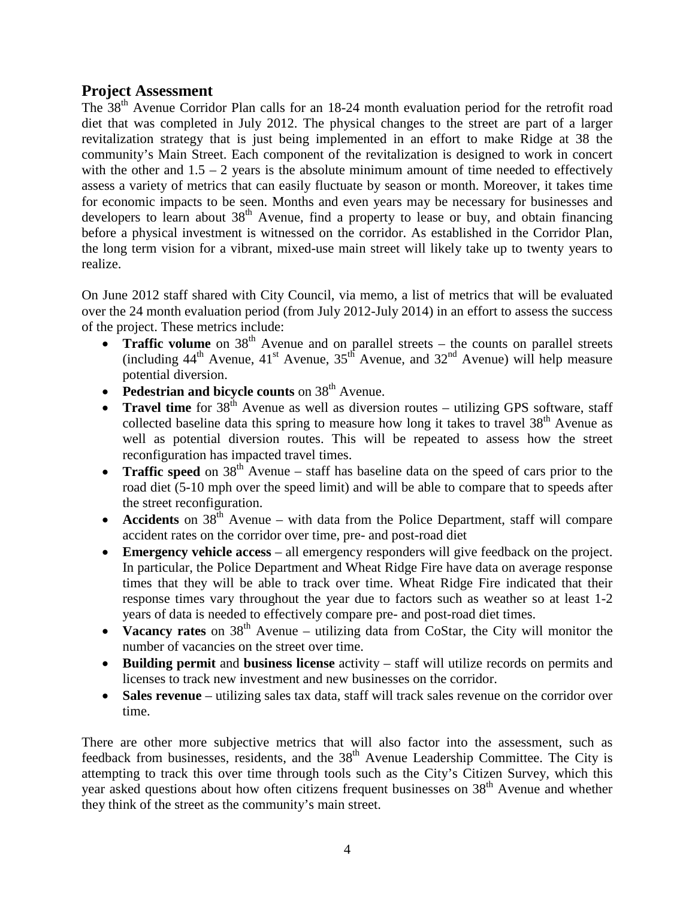## Project Assessment

The 38th Avenue Corridor Plan calls for an 18-24 month evaluation period for the retrofit road diet that was completed in July 2012. The physical changes to the street are part of a larger revitalization strategy that is just being implemented in an effort to make Ridge at 38 the community's Main Street. Each component of the revitalization is designed to work in concert with the other and 1.5 – 2 years is the absolute minimum amount of time needed to effectively assess a variety of metrics that can easily fluctuate by season or month. Moreover, it takes time for economic impacts to be seen. Months and even years may be necessary for businesses and developers to learn about 38th Avenue, find a property to lease or buy, and obtain financing before a physical investment is witnessed on the corridor. As established in the Corridor Plan, the long term vision for a vibrant, mixed-use main street will likely take up to twenty years to realize.

On June 2012 staff shared with City Council, via memo, a list of metrics that will be evaluated over the 24 month evaluation period (from July 2012-July 2014) in an effort to assess the success of the project. These metrics include:

- **Traffic volume** on 38th Avenue and on parallel streets – the counts on parallel streets (including 44th Avenue, 41st Avenue, 35th Avenue, and 32nd Avenue) will help measure potential diversion.
- **Pedestrian and bicycle counts** on 38th Avenue.
- **Travel time** for 38th Avenue as well as diversion routes – utilizing GPS software, staff collected baseline data this spring to measure how long it takes to travel 38th Avenue as well as potential diversion routes. This will be repeated to assess how the street reconfiguration has impacted travel times.
- **Traffic speed** on 38th Avenue – staff has baseline data on the speed of cars prior to the road diet (5-10 mph over the speed limit) and will be able to compare that to speeds after the street reconfiguration.
- **Accidents** on 38th Avenue – with data from the Police Department, staff will compare accident rates on the corridor over time, pre- and post-road diet
- **Emergency vehicle access** – all emergency responders will give feedback on the project. In particular, the Police Department and Wheat Ridge Fire have data on average response times that they will be able to track over time. Wheat Ridge Fire indicated that their response times vary throughout the year due to factors such as weather so at least 1-2 years of data is needed to effectively compare pre- and post-road diet times.
- **Vacancy rates** on 38th Avenue – utilizing data from CoStar, the City will monitor the number of vacancies on the street over time.
- **Building permit** and **business license** activity – staff will utilize records on permits and licenses to track new investment and new businesses on the corridor.
- **Sales revenue** – utilizing sales tax data, staff will track sales revenue on the corridor over time.

There are other more subjective metrics that will also factor into the assessment, such as feedback from businesses, residents, and the 38th Avenue Leadership Committee. The City is attempting to track this over time through tools such as the City's Citizen Survey, which this year asked questions about how often citizens frequent businesses on 38th Avenue and whether they think of the street as the community's main street.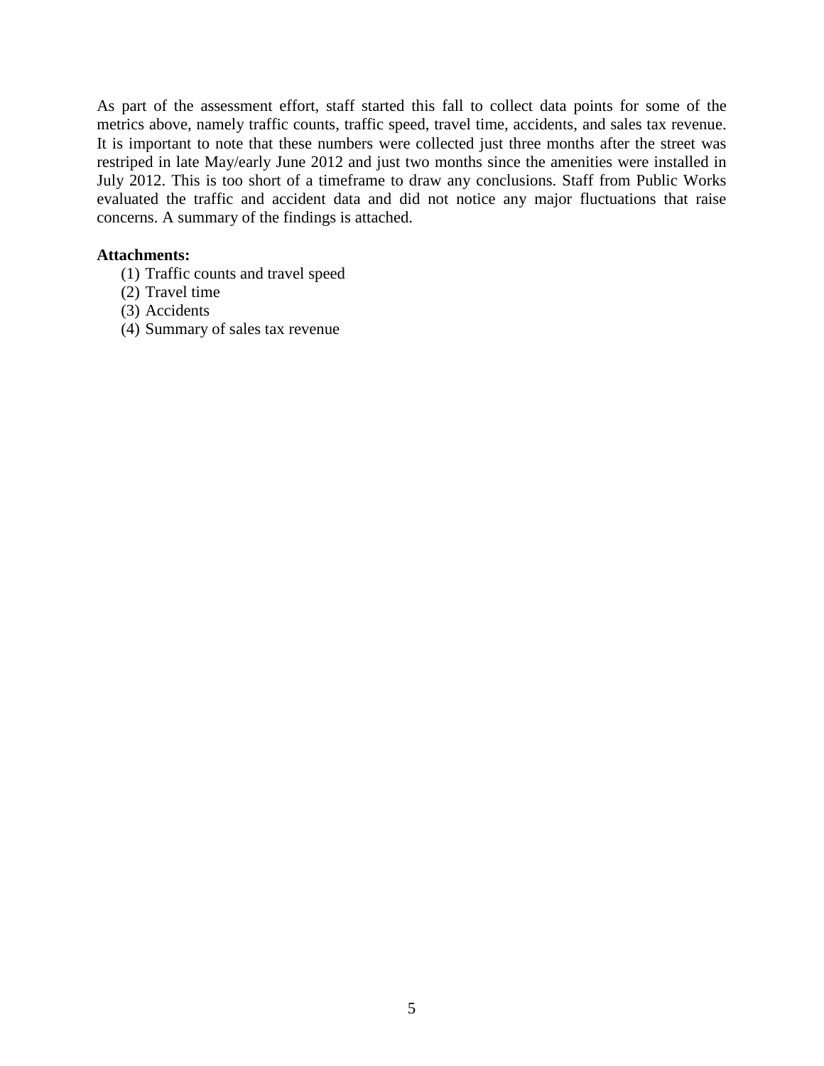As part of the assessment effort, staff started this fall to collect data points for some of the metrics above, namely traffic counts, traffic speed, travel time, accidents, and sales tax revenue. It is important to note that these numbers were collected just three months after the street was restriped in late May/early June 2012 and just two months since the amenities were installed in July 2012. This is too short of a timeframe to draw any conclusions. Staff from Public Works evaluated the traffic and accident data and did not notice any major fluctuations that raise concerns. A summary of the findings is attached.

**Attachments:**

(1) Traffic counts and travel speed
(2) Travel time
(3) Accidents
(4) Summary of sales tax revenue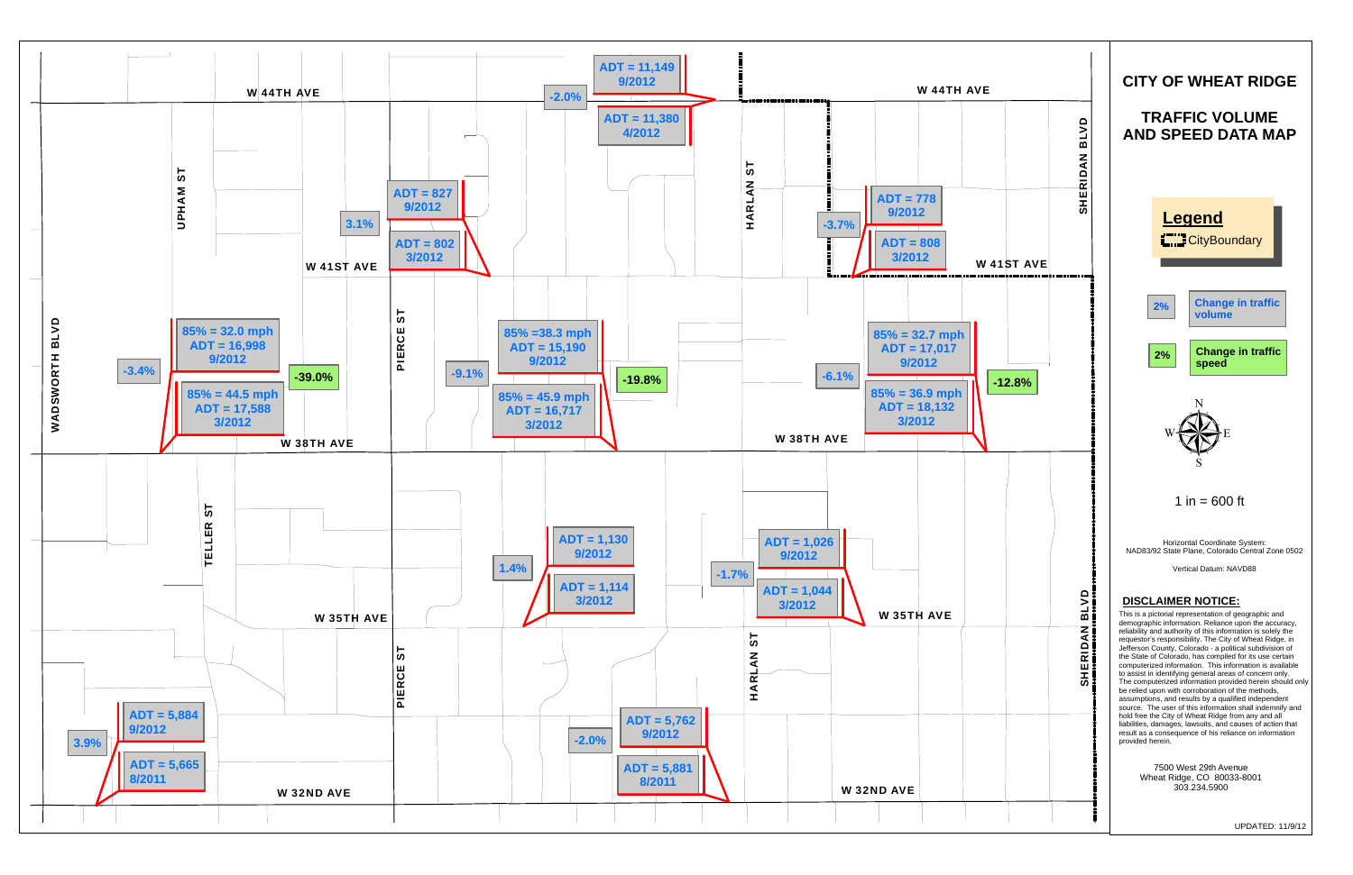# CITY OF WHEAT RIDGE

## TRAFFIC VOLUME AND SPEED DATA MAP

**Legend**

CityBoundary

2% — Change in traffic volume

2% — Change in traffic speed

N / S / E / W

1 in = 600 ft

Horizontal Coordinate System: NAD83/92 State Plane, Colorado Central Zone 0502

Vertical Datum: NAVD88

**DISCLAIMER NOTICE:**

This is a pictorial representation of geographic and demographic information. Reliance upon the accuracy, reliability and authority of this information is solely the requestor's responsibility. The City of Wheat Ridge, in Jefferson County, Colorado - a political subdivision of the State of Colorado, has compiled for its use certain computerized information. This information is available to assist in identifying general areas of concern only. The computerized information provided herein should only be relied upon with corroboration of the methods, assumptions, and results by a qualified independent source. The user of this information shall indemnify and hold free the City of Wheat Ridge from any and all liabilities, damages, lawsuits, and causes of action that result as a consequence of his reliance on information provided herein.

7500 West 29th Avenue
Wheat Ridge, CO 80033-8001
303.234.5900

UPDATED: 11/9/12

Streets: W 44TH AVE, W 41ST AVE, W 38TH AVE, W 35TH AVE, W 32ND AVE, WADSWORTH BLVD, UPHAM ST, TELLER ST, PIERCE ST, HARLAN ST, SHERIDAN BLVD

| Location | Recent Count | Earlier Count | Change in Volume | Change in Speed |
|---|---|---|---|---|
| W 44th Ave (between Pierce St and Harlan St) | ADT = 11,149 (9/2012) | ADT = 11,380 (4/2012) | -2.0% | |
| Pierce St (between W 41st Ave and W 44th Ave) | ADT = 827 (9/2012) | ADT = 802 (3/2012) | 3.1% | |
| Harlan St (between W 41st Ave and W 44th Ave) | ADT = 778 (9/2012) | ADT = 808 (3/2012) | -3.7% | |
| W 38th Ave (between Wadsworth Blvd and Pierce St) | 85% = 32.0 mph, ADT = 16,998 (9/2012) | 85% = 44.5 mph, ADT = 17,588 (3/2012) | -3.4% | -39.0% |
| W 38th Ave (between Pierce St and Harlan St) | 85% =38.3 mph, ADT = 15,190 (9/2012) | 85% = 45.9 mph, ADT = 16,717 (3/2012) | -9.1% | -19.8% |
| W 38th Ave (between Harlan St and Sheridan Blvd) | 85% = 32.7 mph, ADT = 17,017 (9/2012) | 85% = 36.9 mph, ADT = 18,132 (3/2012) | -6.1% | -12.8% |
| W 35th Ave (between Pierce St and Harlan St) | ADT = 1,130 (9/2012) | ADT = 1,114 (3/2012) | 1.4% | |
| W 35th Ave (between Harlan St and Sheridan Blvd) | ADT = 1,026 (9/2012) | ADT = 1,044 (3/2012) | -1.7% | |
| W 32nd Ave (between Wadsworth Blvd and Pierce St) | ADT = 5,884 (9/2012) | ADT = 5,665 (8/2011) | 3.9% | |
| W 32nd Ave (between Pierce St and Harlan St) | ADT = 5,762 (9/2012) | ADT = 5,881 (8/2011) | -2.0% | |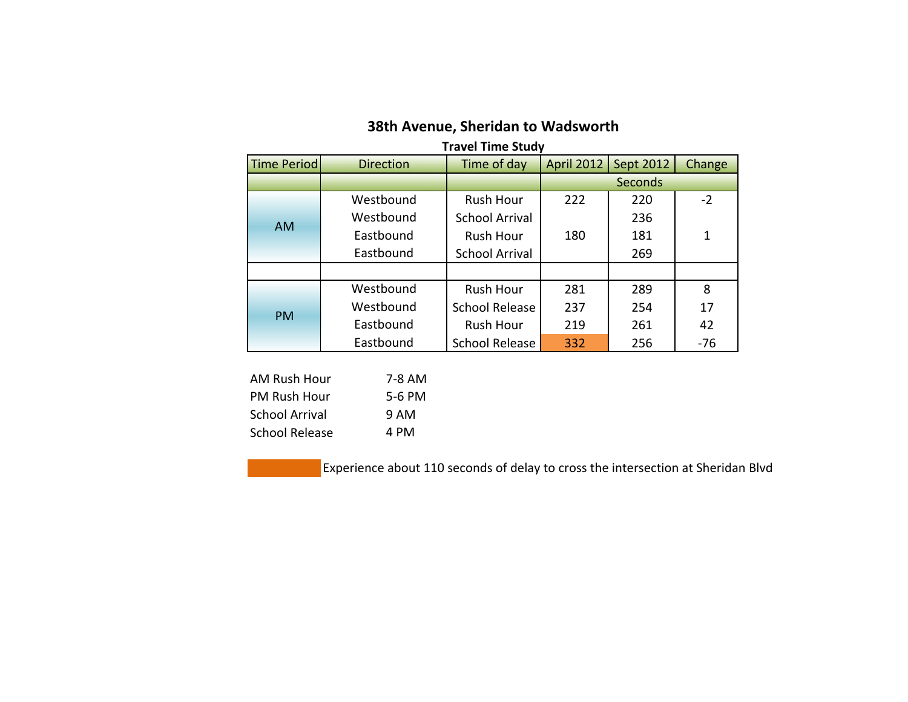## 38th Avenue, Sheridan to Wadsworth

**Travel Time Study**

| Time Period | Direction | Time of day | April 2012 | Sept 2012 | Change |
|---|---|---|---|---|---|
| | | | Seconds | | |
| AM | Westbound | Rush Hour | 222 | 220 | -2 |
| | Westbound | School Arrival | | 236 | |
| | Eastbound | Rush Hour | 180 | 181 | 1 |
| | Eastbound | School Arrival | | 269 | |
| | | | | | |
| PM | Westbound | Rush Hour | 281 | 289 | 8 |
| | Westbound | School Release | 237 | 254 | 17 |
| | Eastbound | Rush Hour | 219 | 261 | 42 |
| | Eastbound | School Release | 332 | 256 | -76 |

| | |
|---|---|
| AM Rush Hour | 7-8 AM |
| PM Rush Hour | 5-6 PM |
| School Arrival | 9 AM |
| School Release | 4 PM |

(Highlighted) Experience about 110 seconds of delay to cross the intersection at Sheridan Blvd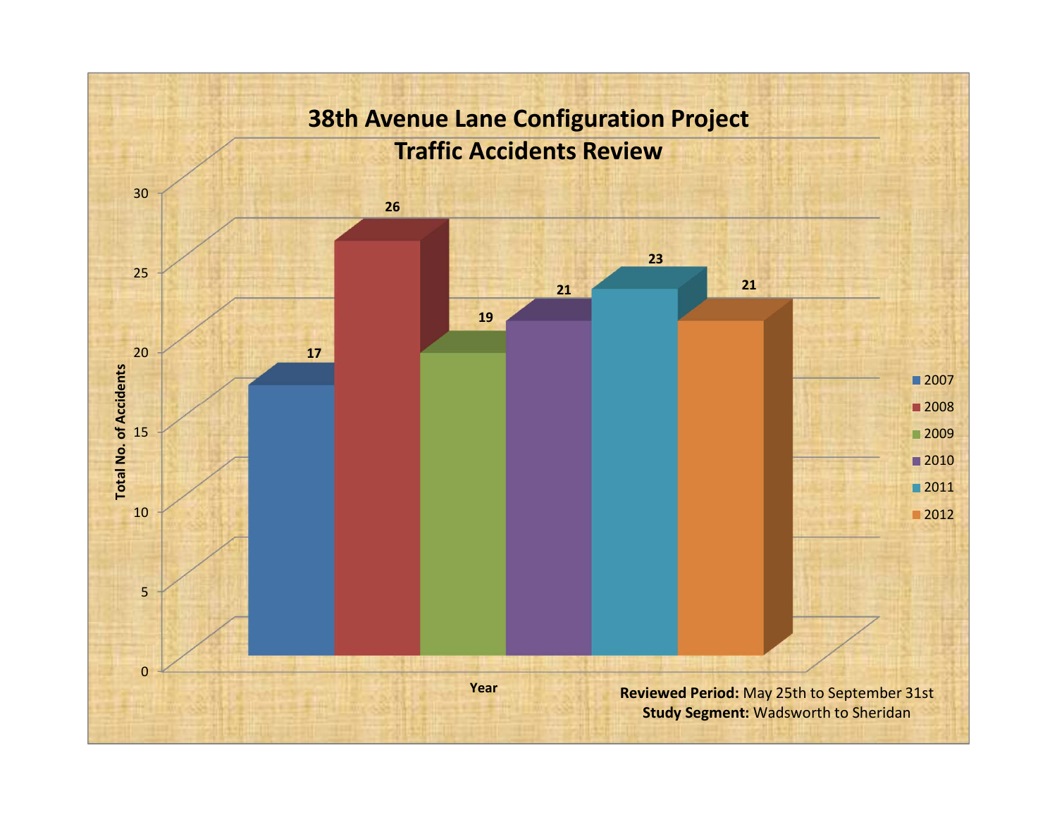# 38th Avenue Lane Configuration Project
## Traffic Accidents Review

| Year | Total No. of Accidents |
|---|---|
| 2007 | 17 |
| 2008 | 26 |
| 2009 | 19 |
| 2010 | 21 |
| 2011 | 23 |
| 2012 | 21 |

**Reviewed Period:** May 25th to September 31st
**Study Segment:** Wadsworth to Sheridan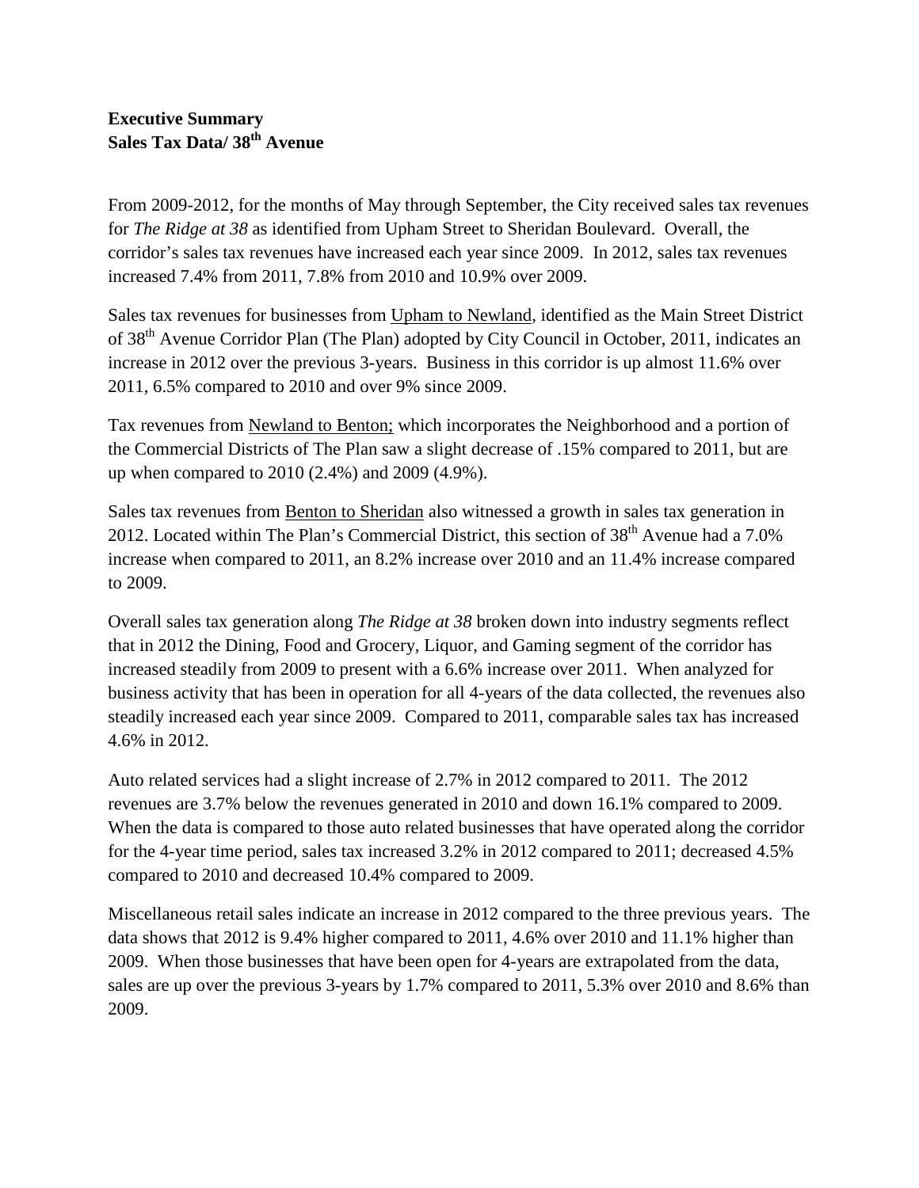**Executive Summary**
**Sales Tax Data/ 38th Avenue**

From 2009-2012, for the months of May through September, the City received sales tax revenues for *The Ridge at 38* as identified from Upham Street to Sheridan Boulevard. Overall, the corridor's sales tax revenues have increased each year since 2009. In 2012, sales tax revenues increased 7.4% from 2011, 7.8% from 2010 and 10.9% over 2009.

Sales tax revenues for businesses from <u>Upham to Newland</u>, identified as the Main Street District of 38th Avenue Corridor Plan (The Plan) adopted by City Council in October, 2011, indicates an increase in 2012 over the previous 3-years. Business in this corridor is up almost 11.6% over 2011, 6.5% compared to 2010 and over 9% since 2009.

Tax revenues from <u>Newland to Benton;</u> which incorporates the Neighborhood and a portion of the Commercial Districts of The Plan saw a slight decrease of .15% compared to 2011, but are up when compared to 2010 (2.4%) and 2009 (4.9%).

Sales tax revenues from <u>Benton to Sheridan</u> also witnessed a growth in sales tax generation in 2012. Located within The Plan's Commercial District, this section of 38th Avenue had a 7.0% increase when compared to 2011, an 8.2% increase over 2010 and an 11.4% increase compared to 2009.

Overall sales tax generation along *The Ridge at 38* broken down into industry segments reflect that in 2012 the Dining, Food and Grocery, Liquor, and Gaming segment of the corridor has increased steadily from 2009 to present with a 6.6% increase over 2011. When analyzed for business activity that has been in operation for all 4-years of the data collected, the revenues also steadily increased each year since 2009. Compared to 2011, comparable sales tax has increased 4.6% in 2012.

Auto related services had a slight increase of 2.7% in 2012 compared to 2011. The 2012 revenues are 3.7% below the revenues generated in 2010 and down 16.1% compared to 2009. When the data is compared to those auto related businesses that have operated along the corridor for the 4-year time period, sales tax increased 3.2% in 2012 compared to 2011; decreased 4.5% compared to 2010 and decreased 10.4% compared to 2009.

Miscellaneous retail sales indicate an increase in 2012 compared to the three previous years. The data shows that 2012 is 9.4% higher compared to 2011, 4.6% over 2010 and 11.1% higher than 2009. When those businesses that have been open for 4-years are extrapolated from the data, sales are up over the previous 3-years by 1.7% compared to 2011, 5.3% over 2010 and 8.6% than 2009.